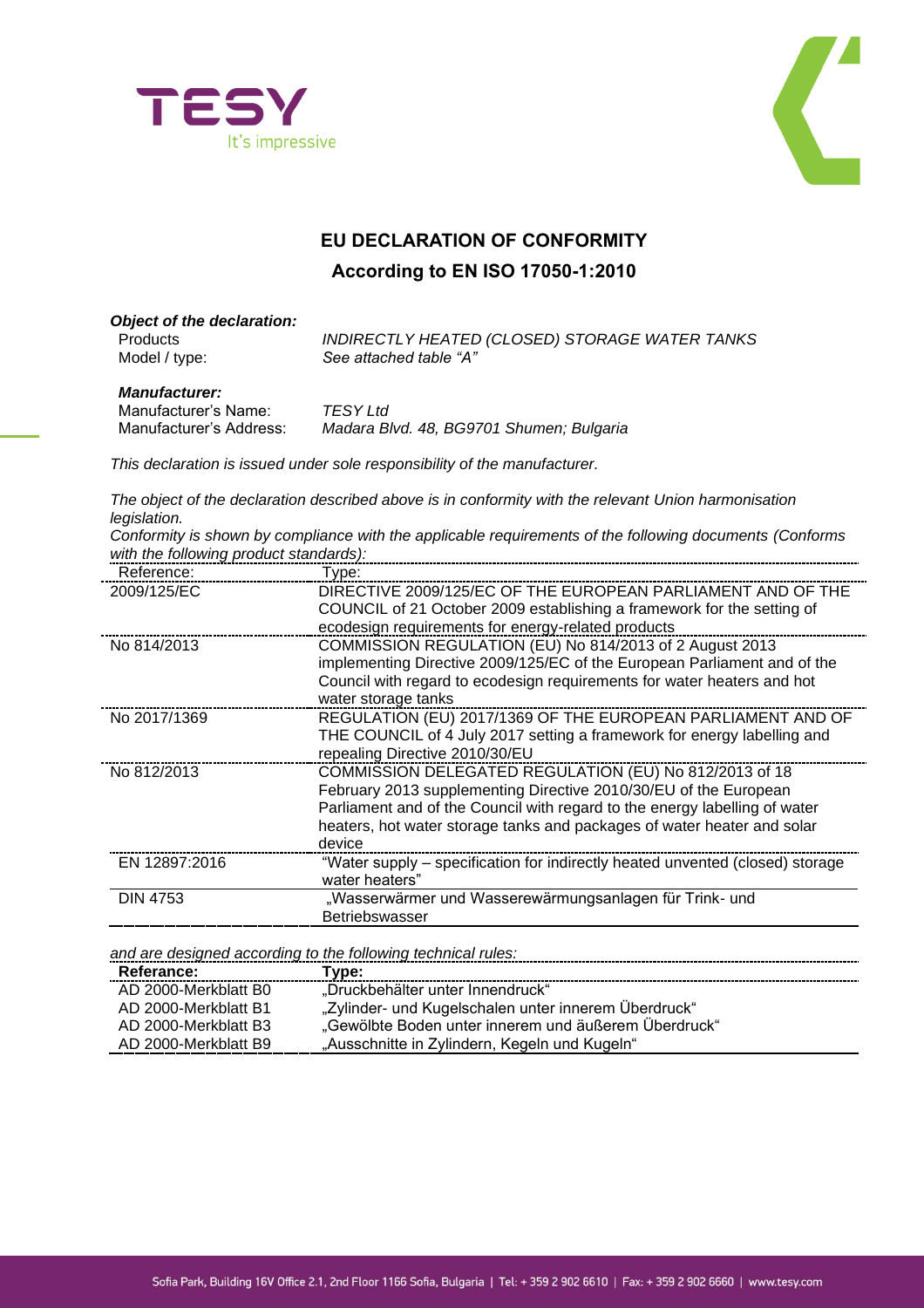# EU DECLARATION OF CONFORMITY

## According to EN ISO 17050-1:2010

***Object of the declaration:***

Products — *INDIRECTLY HEATED (CLOSED) STORAGE WATER TANKS*

Model / type: — *See attached table "A"*

***Manufacturer:***

Manufacturer's Name: — *TESY Ltd*

Manufacturer's Address: — *Madara Blvd. 48, BG9701 Shumen; Bulgaria*

*This declaration is issued under sole responsibility of the manufacturer.*

*The object of the declaration described above is in conformity with the relevant Union harmonisation legislation.*

*Conformity is shown by compliance with the applicable requirements of the following documents (Conforms with the following product standards):*

| Reference: | Type: |
|---|---|
| 2009/125/EC | DIRECTIVE 2009/125/EC OF THE EUROPEAN PARLIAMENT AND OF THE COUNCIL of 21 October 2009 establishing a framework for the setting of ecodesign requirements for energy-related products |
| No 814/2013 | COMMISSION REGULATION (EU) No 814/2013 of 2 August 2013 implementing Directive 2009/125/EC of the European Parliament and of the Council with regard to ecodesign requirements for water heaters and hot water storage tanks |
| No 2017/1369 | REGULATION (EU) 2017/1369 OF THE EUROPEAN PARLIAMENT AND OF THE COUNCIL of 4 July 2017 setting a framework for energy labelling and repealing Directive 2010/30/EU |
| No 812/2013 | COMMISSION DELEGATED REGULATION (EU) No 812/2013 of 18 February 2013 supplementing Directive 2010/30/EU of the European Parliament and of the Council with regard to the energy labelling of water heaters, hot water storage tanks and packages of water heater and solar device |
| EN 12897:2016 | "Water supply – specification for indirectly heated unvented (closed) storage water heaters" |
| DIN 4753 | „Wasserwärmer und Wasserewärmungsanlagen für Trink- und Betriebswasser |

*and are designed according to the following technical rules:*

| **Referance:** | **Type:** |
|---|---|
| AD 2000-Merkblatt B0 | „Druckbehälter unter Innendruck" |
| AD 2000-Merkblatt B1 | „Zylinder- und Kugelschalen unter innerem Überdruck" |
| AD 2000-Merkblatt B3 | „Gewölbte Boden unter innerem und äußerem Überdruck" |
| AD 2000-Merkblatt B9 | „Ausschnitte in Zylindern, Kegeln und Kugeln" |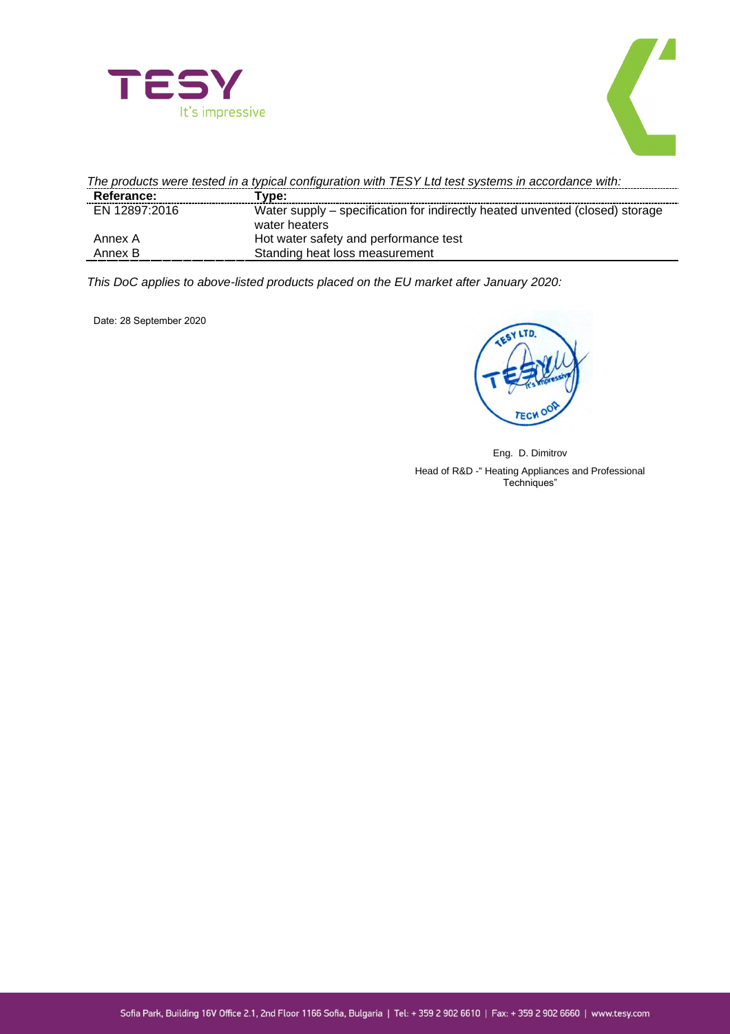*The products were tested in a typical configuration with TESY Ltd test systems in accordance with:*

| Referance: | Type: |
|---|---|
| EN 12897:2016 | Water supply – specification for indirectly heated unvented (closed) storage water heaters |
| Annex A | Hot water safety and performance test |
| Annex B | Standing heat loss measurement |

*This DoC applies to above-listed products placed on the EU market after January 2020:*

Date: 28 September 2020

Eng. D. Dimitrov

Head of R&D -" Heating Appliances and Professional Techniques"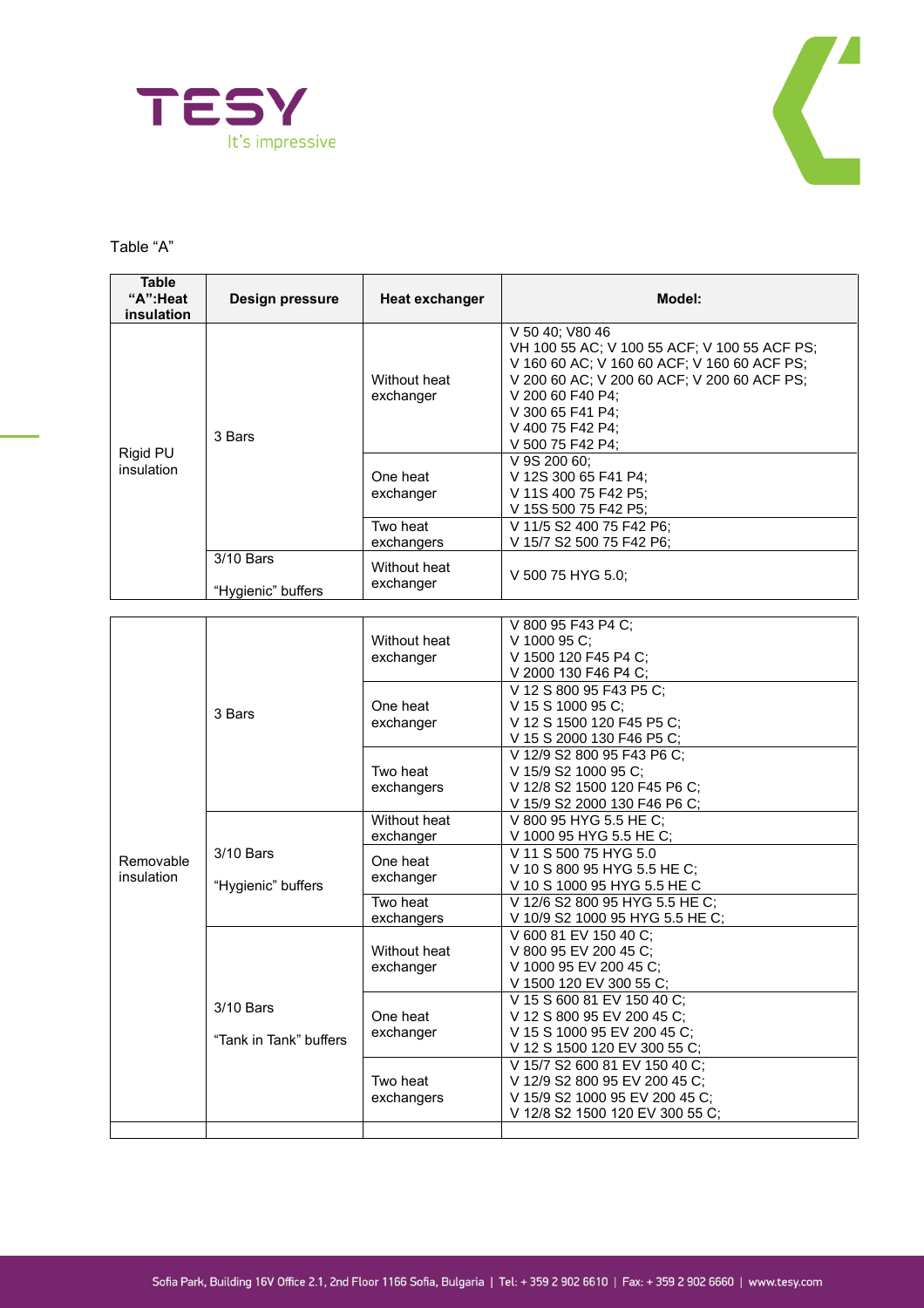Table "A"

| Table "A":Heat insulation | Design pressure | Heat exchanger | Model: |
|---|---|---|---|
| Rigid PU insulation | 3 Bars | Without heat exchanger | V 50 40; V80 46<br>VH 100 55 AC; V 100 55 ACF; V 100 55 ACF PS;<br>V 160 60 AC; V 160 60 ACF; V 160 60 ACF PS;<br>V 200 60 AC; V 200 60 ACF; V 200 60 ACF PS;<br>V 200 60 F40 P4;<br>V 300 65 F41 P4;<br>V 400 75 F42 P4;<br>V 500 75 F42 P4; |
| | | One heat exchanger | V 9S 200 60;<br>V 12S 300 65 F41 P4;<br>V 11S 400 75 F42 P5;<br>V 15S 500 75 F42 P5; |
| | | Two heat exchangers | V 11/5 S2 400 75 F42 P6;<br>V 15/7 S2 500 75 F42 P6; |
| | 3/10 Bars<br>"Hygienic" buffers | Without heat exchanger | V 500 75 HYG 5.0; |
| Removable insulation | 3 Bars | Without heat exchanger | V 800 95 F43 P4 C;<br>V 1000 95 C;<br>V 1500 120 F45 P4 C;<br>V 2000 130 F46 P4 C; |
| | | One heat exchanger | V 12 S 800 95 F43 P5 C;<br>V 15 S 1000 95 C;<br>V 12 S 1500 120 F45 P5 C;<br>V 15 S 2000 130 F46 P5 C; |
| | | Two heat exchangers | V 12/9 S2 800 95 F43 P6 C;<br>V 15/9 S2 1000 95 C;<br>V 12/8 S2 1500 120 F45 P6 C;<br>V 15/9 S2 2000 130 F46 P6 C; |
| | 3/10 Bars<br>"Hygienic" buffers | Without heat exchanger | V 800 95 HYG 5.5 HE C;<br>V 1000 95 HYG 5.5 HE C; |
| | | One heat exchanger | V 11 S 500 75 HYG 5.0<br>V 10 S 800 95 HYG 5.5 HE C;<br>V 10 S 1000 95 HYG 5.5 HE C |
| | | Two heat exchangers | V 12/6 S2 800 95 HYG 5.5 HE C;<br>V 10/9 S2 1000 95 HYG 5.5 HE C; |
| | 3/10 Bars<br>"Tank in Tank" buffers | Without heat exchanger | V 600 81 EV 150 40 C;<br>V 800 95 EV 200 45 C;<br>V 1000 95 EV 200 45 C;<br>V 1500 120 EV 300 55 C; |
| | | One heat exchanger | V 15 S 600 81 EV 150 40 C;<br>V 12 S 800 95 EV 200 45 C;<br>V 15 S 1000 95 EV 200 45 C;<br>V 12 S 1500 120 EV 300 55 C; |
| | | Two heat exchangers | V 15/7 S2 600 81 EV 150 40 C;<br>V 12/9 S2 800 95 EV 200 45 C;<br>V 15/9 S2 1000 95 EV 200 45 C;<br>V 12/8 S2 1500 120 EV 300 55 C; |